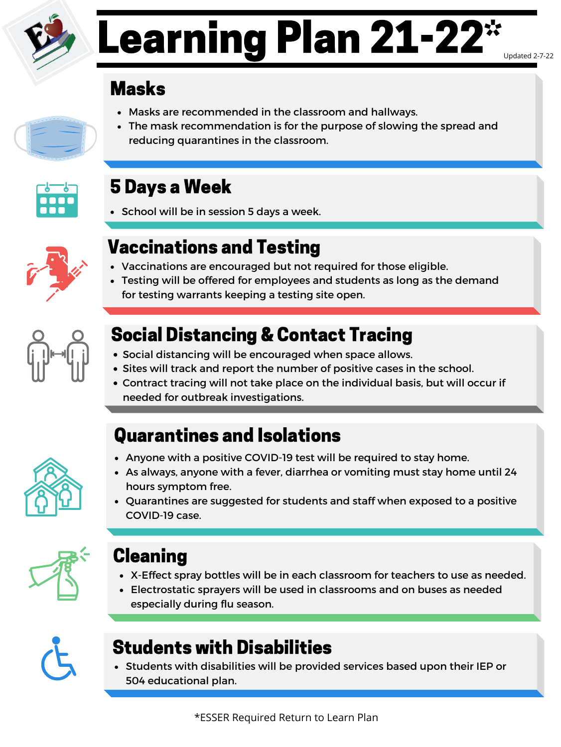# Learning Plan 21-22*

Updated 2-7-22

## Masks

- Masks are recommended in the classroom and hallways.
- The mask recommendation is for the purpose of slowing the spread and reducing quarantines in the classroom.

## 5 Days a Week

- School will be in session 5 days a week.

## Vaccinations and Testing

- Vaccinations are encouraged but not required for those eligible.
- Testing will be offered for employees and students as long as the demand for testing warrants keeping a testing site open.

## Social Distancing & Contact Tracing

- Social distancing will be encouraged when space allows.
- Sites will track and report the number of positive cases in the school.
- Contract tracing will not take place on the individual basis, but will occur if needed for outbreak investigations.

## Quarantines and Isolations

- Anyone with a positive COVID-19 test will be required to stay home.
- As always, anyone with a fever, diarrhea or vomiting must stay home until 24 hours symptom free.
- Quarantines are suggested for students and staff when exposed to a positive COVID-19 case.

## Cleaning

- X-Effect spray bottles will be in each classroom for teachers to use as needed.
- Electrostatic sprayers will be used in classrooms and on buses as needed especially during flu season.

## Students with Disabilities

- Students with disabilities will be provided services based upon their IEP or 504 educational plan.

*ESSER Required Return to Learn Plan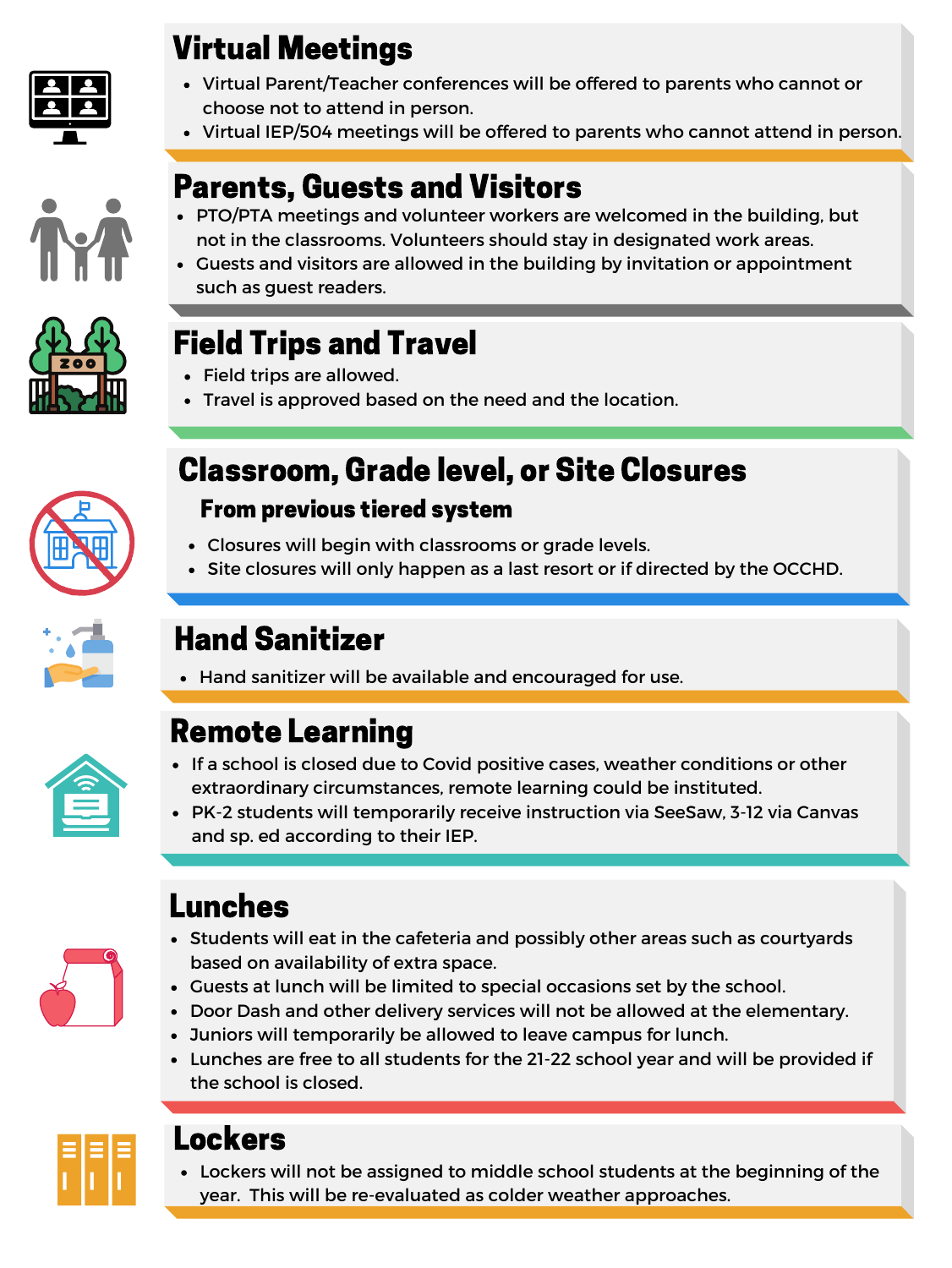## Virtual Meetings

- Virtual Parent/Teacher conferences will be offered to parents who cannot or choose not to attend in person.
- Virtual IEP/504 meetings will be offered to parents who cannot attend in person.

## Parents, Guests and Visitors

- PTO/PTA meetings and volunteer workers are welcomed in the building, but not in the classrooms. Volunteers should stay in designated work areas.
- Guests and visitors are allowed in the building by invitation or appointment such as guest readers.

## Field Trips and Travel

- Field trips are allowed.
- Travel is approved based on the need and the location.

## Classroom, Grade level, or Site Closures

### From previous tiered system

- Closures will begin with classrooms or grade levels.
- Site closures will only happen as a last resort or if directed by the OCCHD.

## Hand Sanitizer

- Hand sanitizer will be available and encouraged for use.

## Remote Learning

- If a school is closed due to Covid positive cases, weather conditions or other extraordinary circumstances, remote learning could be instituted.
- PK-2 students will temporarily receive instruction via SeeSaw, 3-12 via Canvas and sp. ed according to their IEP.

## Lunches

- Students will eat in the cafeteria and possibly other areas such as courtyards based on availability of extra space.
- Guests at lunch will be limited to special occasions set by the school.
- Door Dash and other delivery services will not be allowed at the elementary.
- Juniors will temporarily be allowed to leave campus for lunch.
- Lunches are free to all students for the 21-22 school year and will be provided if the school is closed.

## Lockers

- Lockers will not be assigned to middle school students at the beginning of the year. This will be re-evaluated as colder weather approaches.